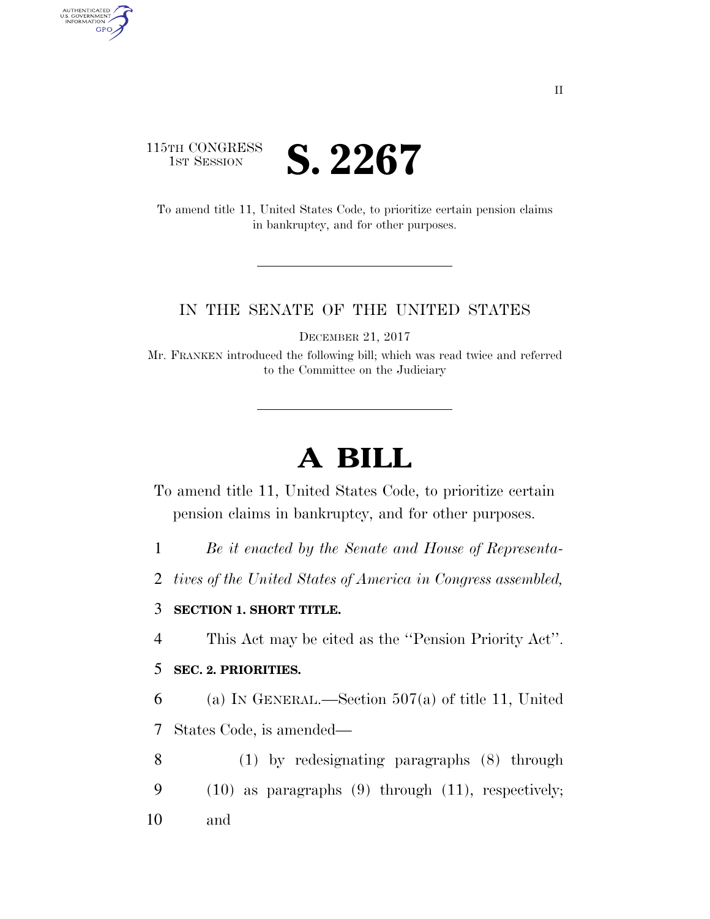II

115TH CONGRESS
1ST SESSION

# S. 2267

To amend title 11, United States Code, to prioritize certain pension claims in bankruptcy, and for other purposes.

IN THE SENATE OF THE UNITED STATES

DECEMBER 21, 2017

Mr. FRANKEN introduced the following bill; which was read twice and referred to the Committee on the Judiciary

# A BILL

To amend title 11, United States Code, to prioritize certain pension claims in bankruptcy, and for other purposes.

1 *Be it enacted by the Senate and House of Representa-*
2 *tives of the United States of America in Congress assembled,*

3 **SECTION 1. SHORT TITLE.**

4 This Act may be cited as the ''Pension Priority Act''.

5 **SEC. 2. PRIORITIES.**

6 (a) IN GENERAL.—Section 507(a) of title 11, United
7 States Code, is amended—

8 (1) by redesignating paragraphs (8) through
9 (10) as paragraphs (9) through (11), respectively;
10 and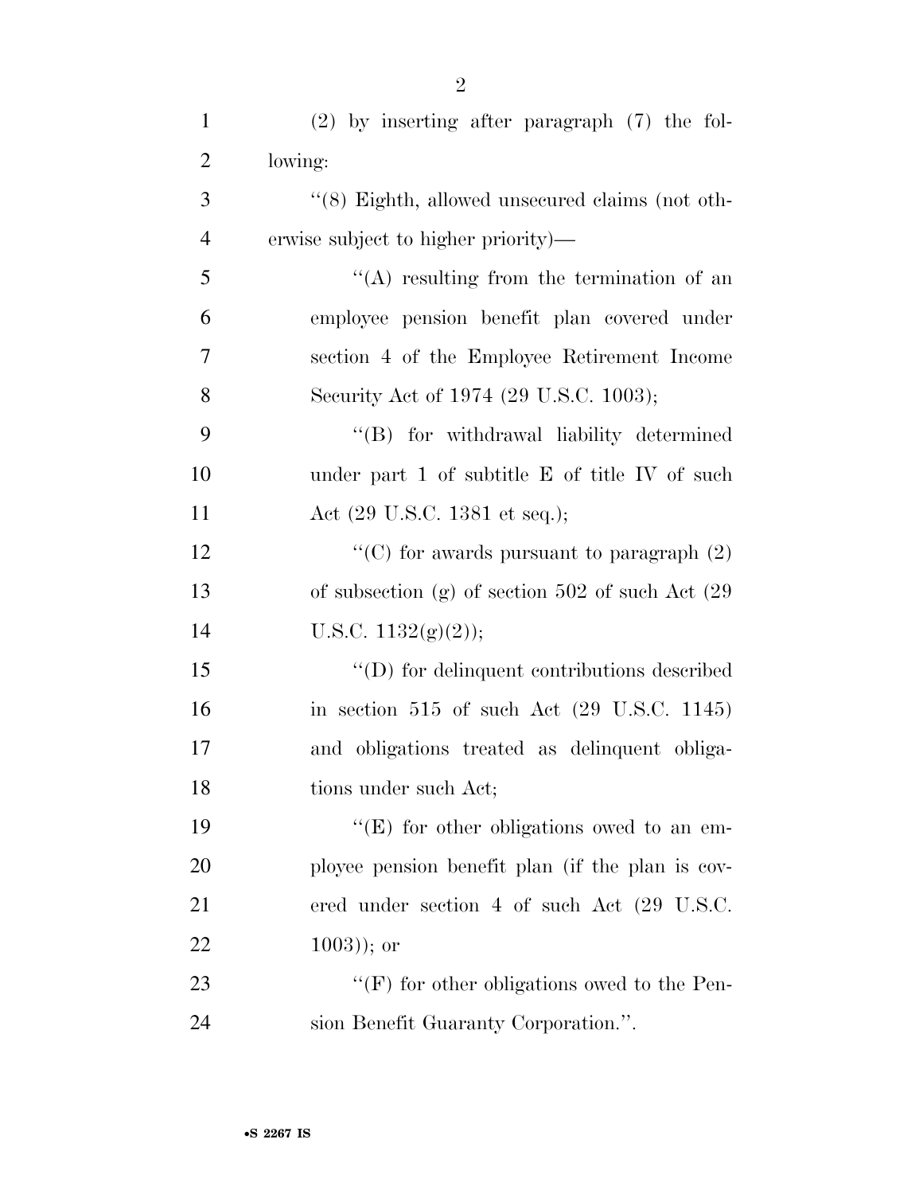(2) by inserting after paragraph (7) the following:

''(8) Eighth, allowed unsecured claims (not otherwise subject to higher priority)—

''(A) resulting from the termination of an employee pension benefit plan covered under section 4 of the Employee Retirement Income Security Act of 1974 (29 U.S.C. 1003);

''(B) for withdrawal liability determined under part 1 of subtitle E of title IV of such Act (29 U.S.C. 1381 et seq.);

''(C) for awards pursuant to paragraph (2) of subsection (g) of section 502 of such Act (29 U.S.C. 1132(g)(2));

''(D) for delinquent contributions described in section 515 of such Act (29 U.S.C. 1145) and obligations treated as delinquent obligations under such Act;

''(E) for other obligations owed to an employee pension benefit plan (if the plan is covered under section 4 of such Act (29 U.S.C. 1003)); or

''(F) for other obligations owed to the Pension Benefit Guaranty Corporation.''.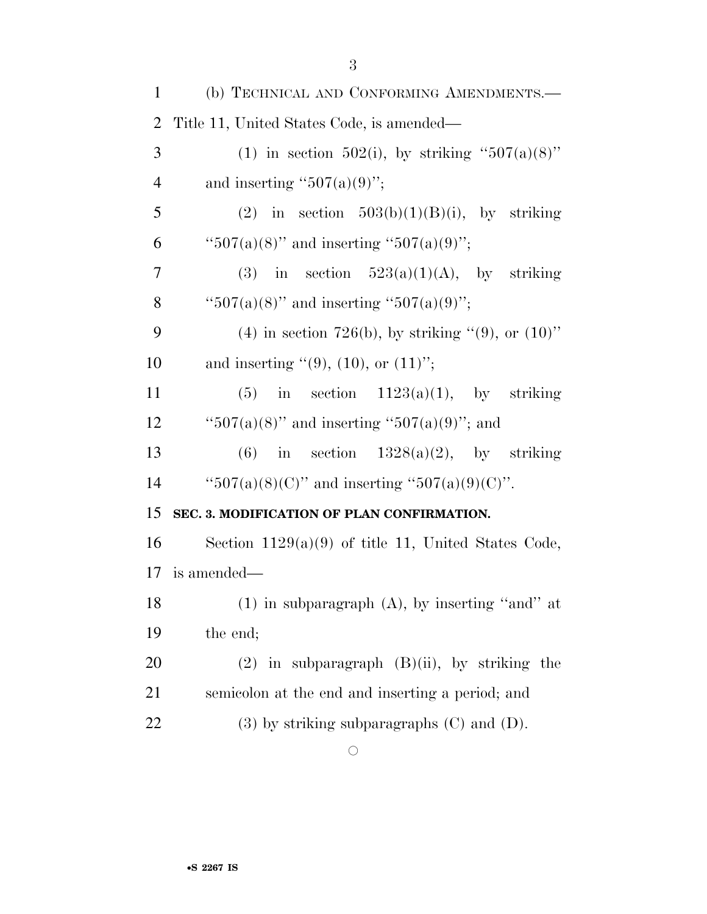(b) TECHNICAL AND CONFORMING AMENDMENTS.—Title 11, United States Code, is amended—

(1) in section 502(i), by striking "507(a)(8)" and inserting "507(a)(9)";

(2) in section 503(b)(1)(B)(i), by striking "507(a)(8)" and inserting "507(a)(9)";

(3) in section 523(a)(1)(A), by striking "507(a)(8)" and inserting "507(a)(9)";

(4) in section 726(b), by striking "(9), or (10)" and inserting "(9), (10), or (11)";

(5) in section 1123(a)(1), by striking "507(a)(8)" and inserting "507(a)(9)"; and

(6) in section 1328(a)(2), by striking "507(a)(8)(C)" and inserting "507(a)(9)(C)".

**SEC. 3. MODIFICATION OF PLAN CONFIRMATION.**

Section 1129(a)(9) of title 11, United States Code, is amended—

(1) in subparagraph (A), by inserting "and" at the end;

(2) in subparagraph (B)(ii), by striking the semicolon at the end and inserting a period; and

(3) by striking subparagraphs (C) and (D).